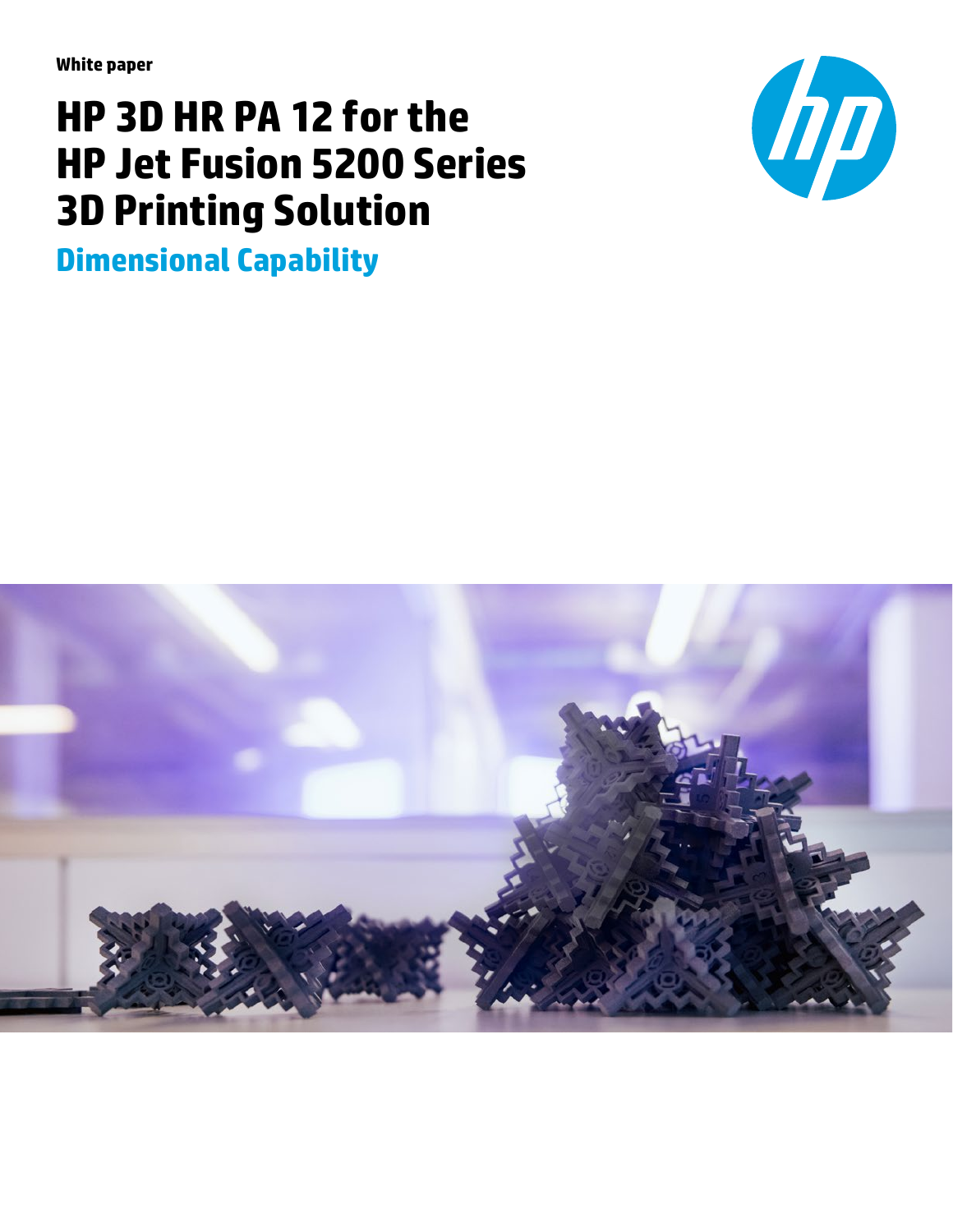White paper

# HP 3D HR PA 12 for the HP Jet Fusion 5200 Series 3D Printing Solution

## Dimensional Capability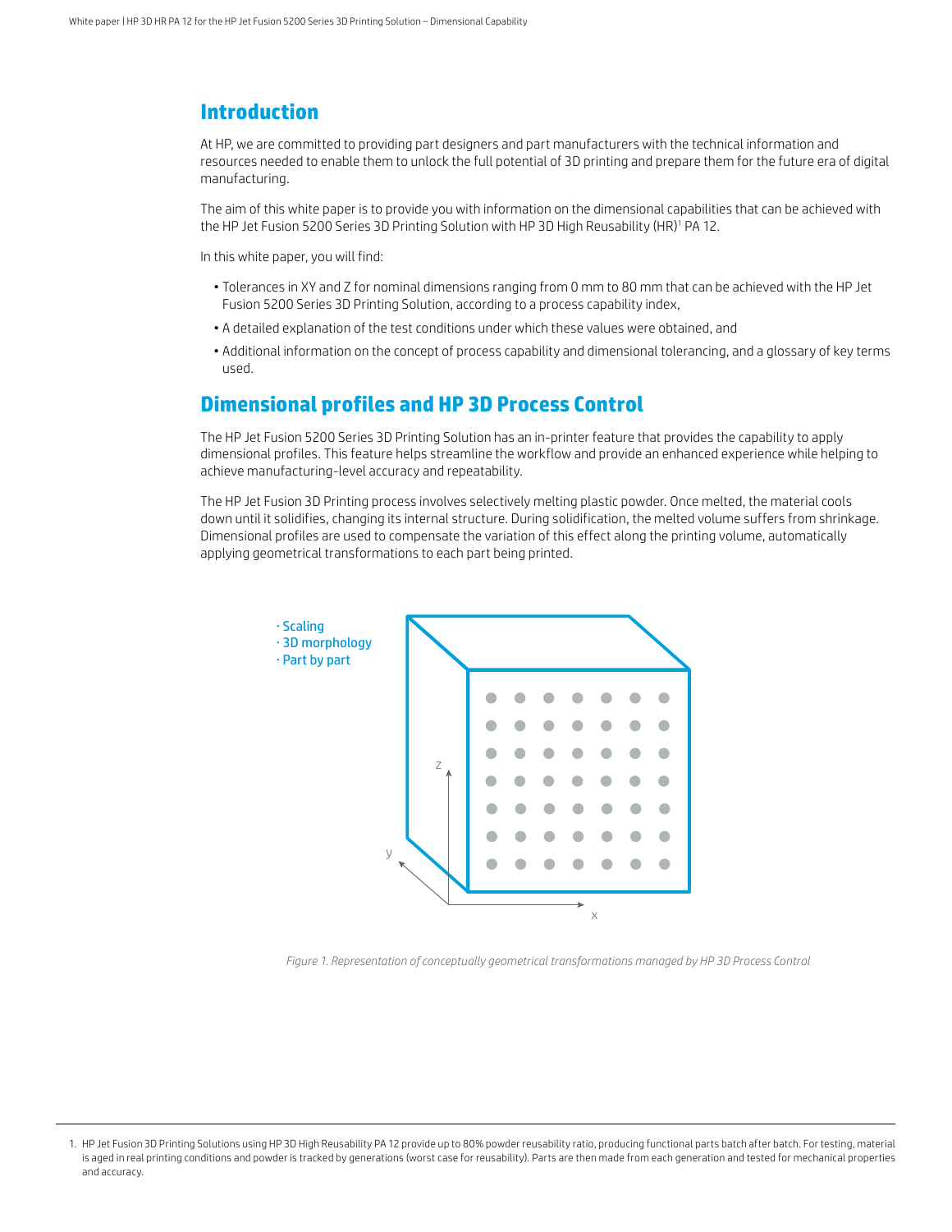## Introduction

At HP, we are committed to providing part designers and part manufacturers with the technical information and resources needed to enable them to unlock the full potential of 3D printing and prepare them for the future era of digital manufacturing.

The aim of this white paper is to provide you with information on the dimensional capabilities that can be achieved with the HP Jet Fusion 5200 Series 3D Printing Solution with HP 3D High Reusability (HR)[1] PA 12.

In this white paper, you will find:

- Tolerances in XY and Z for nominal dimensions ranging from 0 mm to 80 mm that can be achieved with the HP Jet Fusion 5200 Series 3D Printing Solution, according to a process capability index,
- A detailed explanation of the test conditions under which these values were obtained, and
- Additional information on the concept of process capability and dimensional tolerancing, and a glossary of key terms used.

## Dimensional profiles and HP 3D Process Control

The HP Jet Fusion 5200 Series 3D Printing Solution has an in-printer feature that provides the capability to apply dimensional profiles. This feature helps streamline the workflow and provide an enhanced experience while helping to achieve manufacturing-level accuracy and repeatability.

The HP Jet Fusion 3D Printing process involves selectively melting plastic powder. Once melted, the material cools down until it solidifies, changing its internal structure. During solidification, the melted volume suffers from shrinkage. Dimensional profiles are used to compensate the variation of this effect along the printing volume, automatically applying geometrical transformations to each part being printed.

· Scaling
· 3D morphology
· Part by part

*Figure 1. Representation of conceptually geometrical transformations managed by HP 3D Process Control*

1. HP Jet Fusion 3D Printing Solutions using HP 3D High Reusability PA 12 provide up to 80% powder reusability ratio, producing functional parts batch after batch. For testing, material is aged in real printing conditions and powder is tracked by generations (worst case for reusability). Parts are then made from each generation and tested for mechanical properties and accuracy.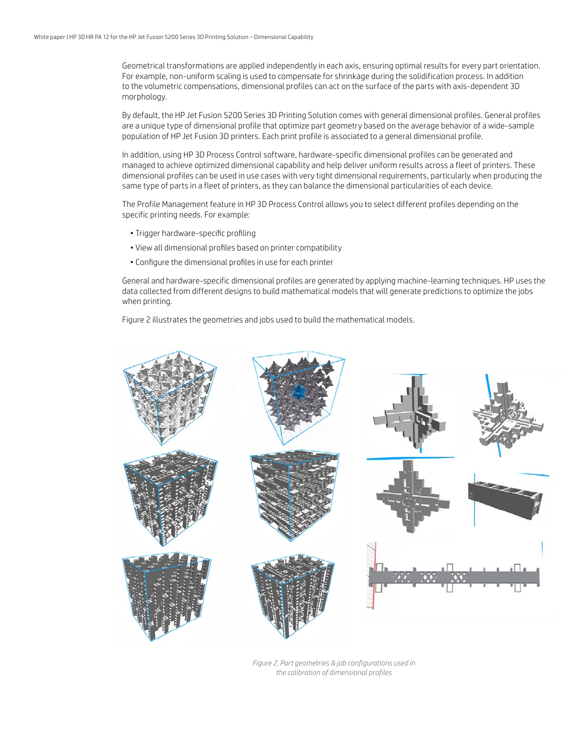Geometrical transformations are applied independently in each axis, ensuring optimal results for every part orientation. For example, non-uniform scaling is used to compensate for shrinkage during the solidification process. In addition to the volumetric compensations, dimensional profiles can act on the surface of the parts with axis-dependent 3D morphology.

By default, the HP Jet Fusion 5200 Series 3D Printing Solution comes with general dimensional profiles. General profiles are a unique type of dimensional profile that optimize part geometry based on the average behavior of a wide-sample population of HP Jet Fusion 3D printers. Each print profile is associated to a general dimensional profile.

In addition, using HP 3D Process Control software, hardware-specific dimensional profiles can be generated and managed to achieve optimized dimensional capability and help deliver uniform results across a fleet of printers. These dimensional profiles can be used in use cases with very tight dimensional requirements, particularly when producing the same type of parts in a fleet of printers, as they can balance the dimensional particularities of each device.

The Profile Management feature in HP 3D Process Control allows you to select different profiles depending on the specific printing needs. For example:

- Trigger hardware-specific profiling
- View all dimensional profiles based on printer compatibility
- Configure the dimensional profiles in use for each printer

General and hardware-specific dimensional profiles are generated by applying machine-learning techniques. HP uses the data collected from different designs to build mathematical models that will generate predictions to optimize the jobs when printing.

Figure 2 illustrates the geometries and jobs used to build the mathematical models.

*Figure 2. Part geometries & job configurations used in the calibration of dimensional profiles*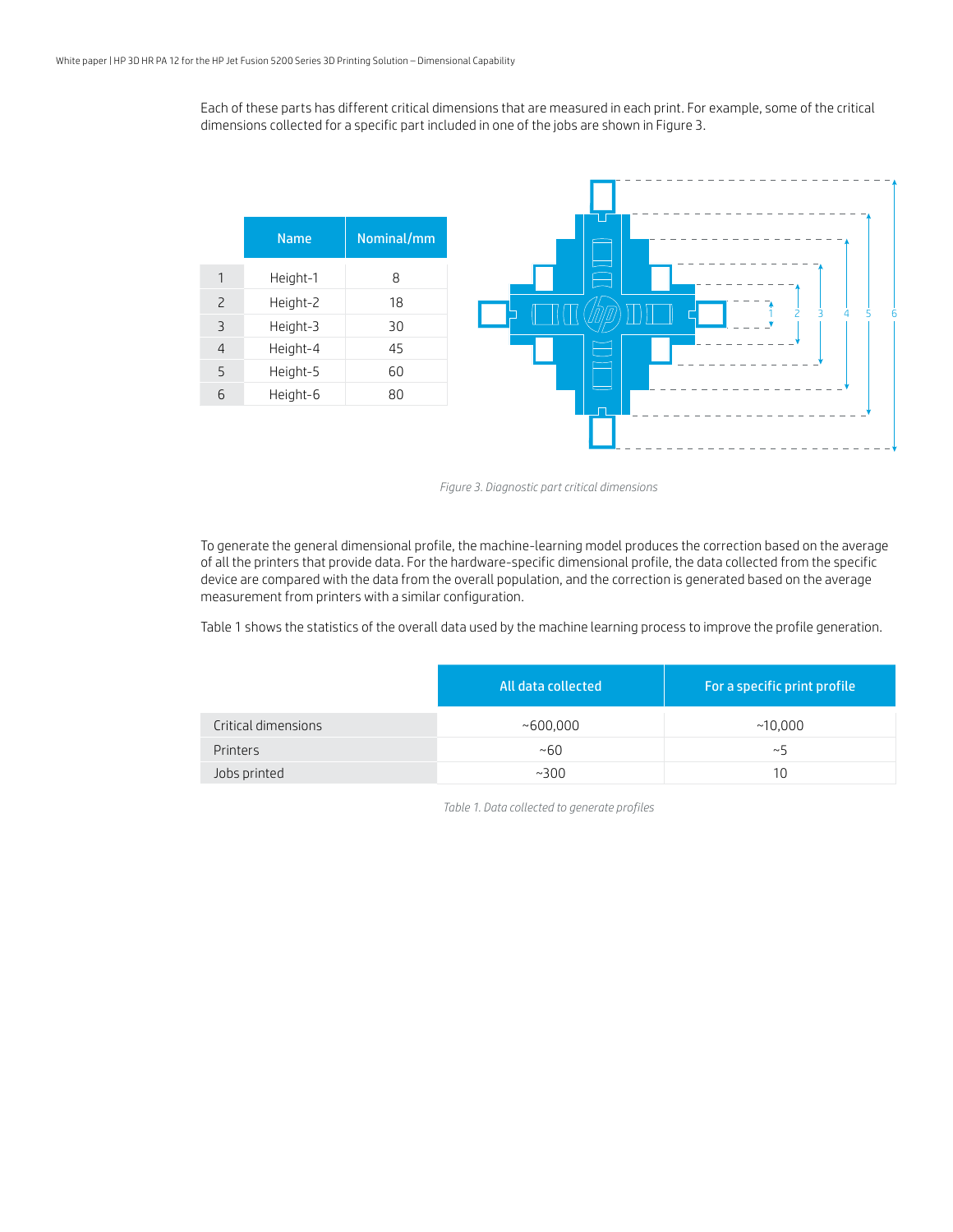Each of these parts has different critical dimensions that are measured in each print. For example, some of the critical dimensions collected for a specific part included in one of the jobs are shown in Figure 3.

| | Name | Nominal/mm |
|---|---|---|
| 1 | Height-1 | 8 |
| 2 | Height-2 | 18 |
| 3 | Height-3 | 30 |
| 4 | Height-4 | 45 |
| 5 | Height-5 | 60 |
| 6 | Height-6 | 80 |

*Figure 3. Diagnostic part critical dimensions*

To generate the general dimensional profile, the machine-learning model produces the correction based on the average of all the printers that provide data. For the hardware-specific dimensional profile, the data collected from the specific device are compared with the data from the overall population, and the correction is generated based on the average measurement from printers with a similar configuration.

Table 1 shows the statistics of the overall data used by the machine learning process to improve the profile generation.

| | All data collected | For a specific print profile |
|---|---|---|
| Critical dimensions | ~600,000 | ~10,000 |
| Printers | ~60 | ~5 |
| Jobs printed | ~300 | 10 |

*Table 1. Data collected to generate profiles*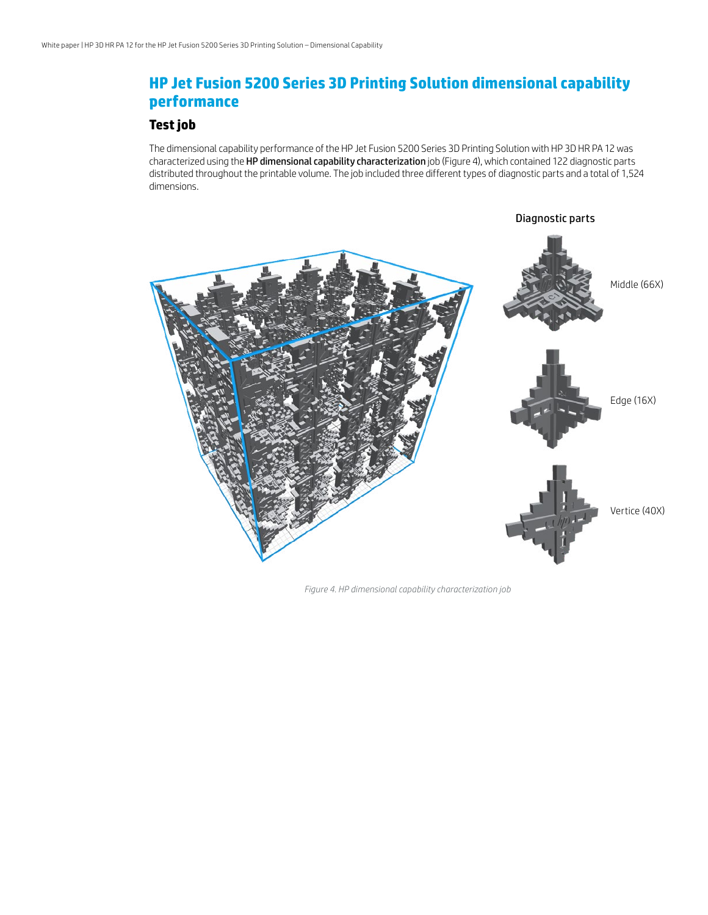## HP Jet Fusion 5200 Series 3D Printing Solution dimensional capability performance

### Test job

The dimensional capability performance of the HP Jet Fusion 5200 Series 3D Printing Solution with HP 3D HR PA 12 was characterized using the **HP dimensional capability characterization** job (Figure 4), which contained 122 diagnostic parts distributed throughout the printable volume. The job included three different types of diagnostic parts and a total of 1,524 dimensions.

Diagnostic parts

Middle (66X)

Edge (16X)

Vertice (40X)

*Figure 4. HP dimensional capability characterization job*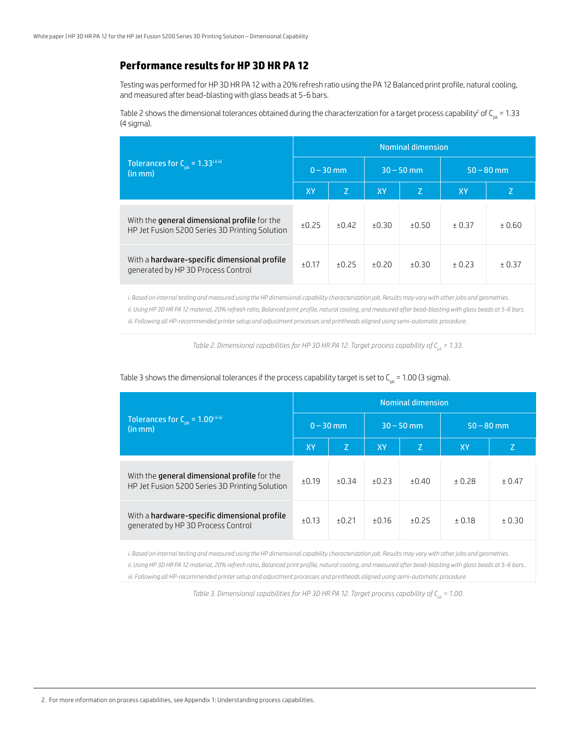## Performance results for HP 3D HR PA 12

Testing was performed for HP 3D HR PA 12 with a 20% refresh ratio using the PA 12 Balanced print profile, natural cooling, and measured after bead-blasting with glass beads at 5-6 bars.

Table 2 shows the dimensional tolerances obtained during the characterization for a target process capability[2] of $C_{pk}$ = 1.33 (4 sigma).

| Tolerances for $C_{pk}$ = 1.33[i ii iii] (in mm) | Nominal dimension | | | | | |
|---|---|---|---|---|---|---|
| | 0 – 30 mm | | 30 – 50 mm | | 50 – 80 mm | |
| | XY | Z | XY | Z | XY | Z |
| With the **general dimensional profile** for the HP Jet Fusion 5200 Series 3D Printing Solution | ±0.25 | ±0.42 | ±0.30 | ±0.50 | ± 0.37 | ± 0.60 |
| With a **hardware-specific dimensional profile** generated by HP 3D Process Control | ±0.17 | ±0.25 | ±0.20 | ±0.30 | ± 0.23 | ± 0.37 |

*i. Based on internal testing and measured using the HP dimensional capability characterization job. Results may vary with other jobs and geometries.*
*ii. Using HP 3D HR PA 12 material, 20% refresh ratio, Balanced print profile, natural cooling, and measured after bead-blasting with glass beads at 5-6 bars.*
*iii. Following all HP-recommended printer setup and adjustment processes and printheads aligned using semi-automatic procedure.*

*Table 2. Dimensional capabilities for HP 3D HR PA 12. Target process capability of $C_{pk}$ = 1.33.*

Table 3 shows the dimensional tolerances if the process capability target is set to $C_{pk}$ = 1.00 (3 sigma).

| Tolerances for $C_{pk}$ = 1.00[i ii iii] (in mm) | Nominal dimension | | | | | |
|---|---|---|---|---|---|---|
| | 0 – 30 mm | | 30 – 50 mm | | 50 – 80 mm | |
| | XY | Z | XY | Z | XY | Z |
| With the **general dimensional profile** for the HP Jet Fusion 5200 Series 3D Printing Solution | ±0.19 | ±0.34 | ±0.23 | ±0.40 | ± 0.28 | ± 0.47 |
| With a **hardware-specific dimensional profile** generated by HP 3D Process Control | ±0.13 | ±0.21 | ±0.16 | ±0.25 | ± 0.18 | ± 0.30 |

*i. Based on internal testing and measured using the HP dimensional capability characterization job. Results may vary with other jobs and geometries.*
*ii. Using HP 3D HR PA 12 material, 20% refresh ratio, Balanced print profile, natural cooling, and measured after bead-blasting with glass beads at 5-6 bars..*
*iii. Following all HP-recommended printer setup and adjustment processes and printheads aligned using semi-automatic procedure*

*Table 3. Dimensional capabilities for HP 3D HR PA 12. Target process capability of $C_{pk}$ = 1.00.*

2. For more information on process capabilities, see Appendix 1: Understanding process capabilities.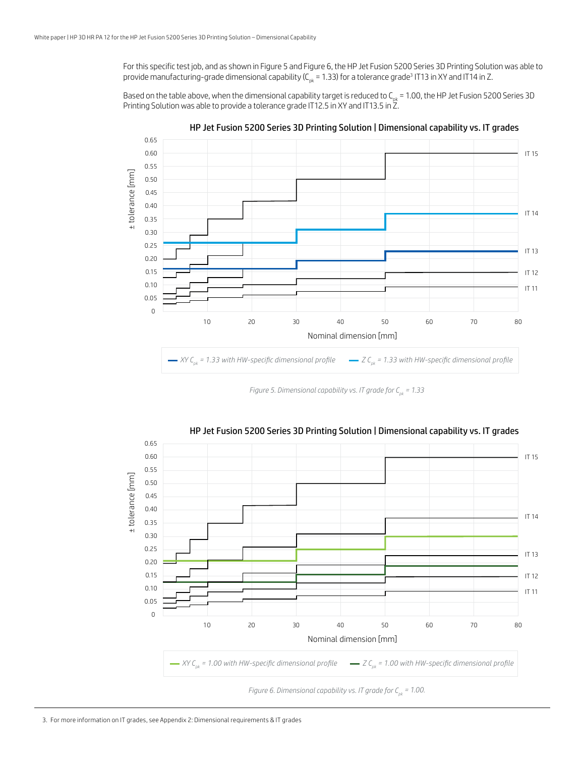For this specific test job, and as shown in Figure 5 and Figure 6, the HP Jet Fusion 5200 Series 3D Printing Solution was able to provide manufacturing-grade dimensional capability ($C_{pk}$ = 1.33) for a tolerance grade[3] IT13 in XY and IT14 in Z.

Based on the table above, when the dimensional capability target is reduced to $C_{pk}$ = 1.00, the HP Jet Fusion 5200 Series 3D Printing Solution was able to provide a tolerance grade IT12.5 in XY and IT13.5 in Z.

**HP Jet Fusion 5200 Series 3D Printing Solution | Dimensional capability vs. IT grades**

*Figure 5. Dimensional capability vs. IT grade for $C_{pk}$ = 1.33*

**HP Jet Fusion 5200 Series 3D Printing Solution | Dimensional capability vs. IT grades**

*Figure 6. Dimensional capability vs. IT grade for $C_{pk}$ = 1.00.*

3. For more information on IT grades, see Appendix 2: Dimensional requirements & IT grades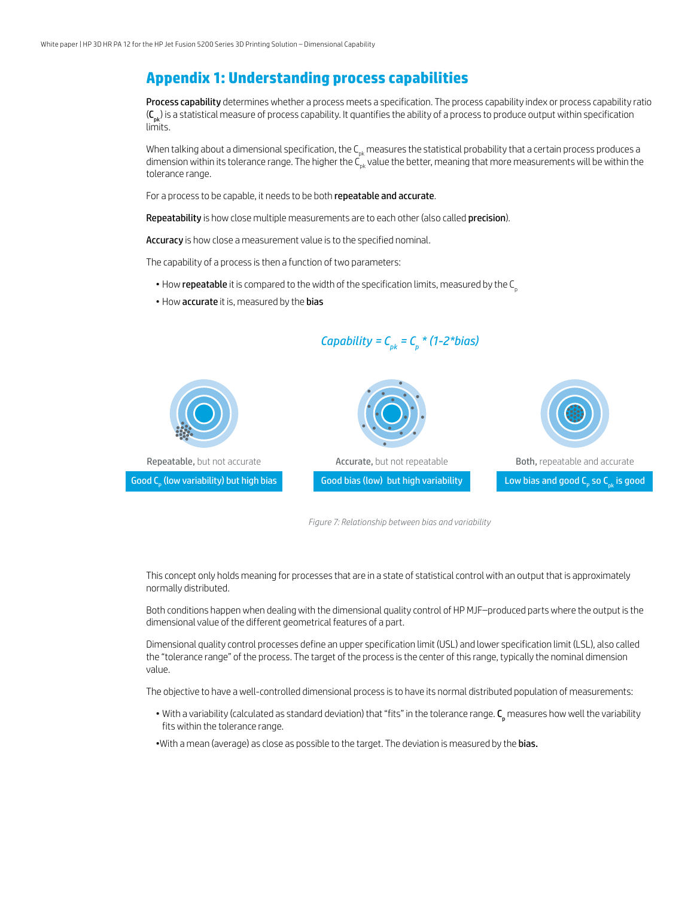## Appendix 1: Understanding process capabilities

**Process capability** determines whether a process meets a specification. The process capability index or process capability ratio (**$C_{pk}$**) is a statistical measure of process capability. It quantifies the ability of a process to produce output within specification limits.

When talking about a dimensional specification, the $C_{pk}$ measures the statistical probability that a certain process produces a dimension within its tolerance range. The higher the $C_{pk}$ value the better, meaning that more measurements will be within the tolerance range.

For a process to be capable, it needs to be both **repeatable and accurate**.

**Repeatability** is how close multiple measurements are to each other (also called **precision**).

**Accuracy** is how close a measurement value is to the specified nominal.

The capability of a process is then a function of two parameters:

- How **repeatable** it is compared to the width of the specification limits, measured by the $C_p$
- How **accurate** it is, measured by the **bias**

$$\text{Capability} = C_{pk} = C_p * (1-2*bias)$$

Repeatable, but not accurate — Good $C_p$ (low variability) but high bias

Accurate, but not repeatable — Good bias (low) but high variability

Both, repeatable and accurate — Low bias and good $C_p$ so $C_{pk}$ is good

*Figure 7: Relationship between bias and variability*

This concept only holds meaning for processes that are in a state of statistical control with an output that is approximately normally distributed.

Both conditions happen when dealing with the dimensional quality control of HP MJF–produced parts where the output is the dimensional value of the different geometrical features of a part.

Dimensional quality control processes define an upper specification limit (USL) and lower specification limit (LSL), also called the "tolerance range" of the process. The target of the process is the center of this range, typically the nominal dimension value.

The objective to have a well-controlled dimensional process is to have its normal distributed population of measurements:

- With a variability (calculated as standard deviation) that "fits" within the tolerance range. **$C_p$** measures how well the variability fits within the tolerance range.
- With a mean (average) as close as possible to the target. The deviation is measured by the **bias.**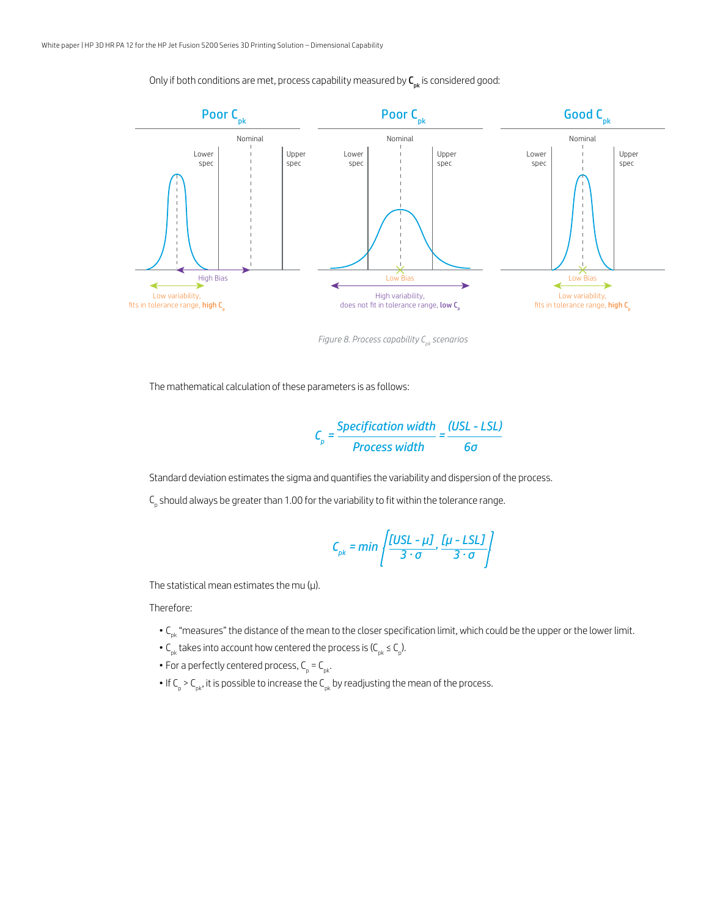Only if both conditions are met, process capability measured by $C_{pk}$ is considered good:

Poor $C_{pk}$ | Poor $C_{pk}$ | Good $C_{pk}$

Nominal, Lower spec, Upper spec

High Bias — Low variability, fits in tolerance range, high $C_p$

Low Bias — High variability, does not fit in tolerance range, low $C_p$

Low Bias — Low variability, fits in tolerance range, high $C_p$

*Figure 8. Process capability $C_{pk}$ scenarios*

The mathematical calculation of these parameters is as follows:

$$C_p = \frac{\text{Specification width}}{\text{Process width}} = \frac{(USL - LSL)}{6\sigma}$$

Standard deviation estimates the sigma and quantifies the variability and dispersion of the process.

$C_p$ should always be greater than 1.00 for the variability to fit within the tolerance range.

$$C_{pk} = \min\left[\frac{[USL - \mu]}{3 \cdot \sigma}, \frac{[\mu - LSL]}{3 \cdot \sigma}\right]$$

The statistical mean estimates the mu (μ).

Therefore:

- $C_{pk}$ "measures" the distance of the mean to the closer specification limit, which could be the upper or the lower limit.
- $C_{pk}$ takes into account how centered the process is ($C_{pk} \leq C_p$).
- For a perfectly centered process, $C_p = C_{pk}$.
- If $C_p > C_{pk}$, it is possible to increase the $C_{pk}$ by readjusting the mean of the process.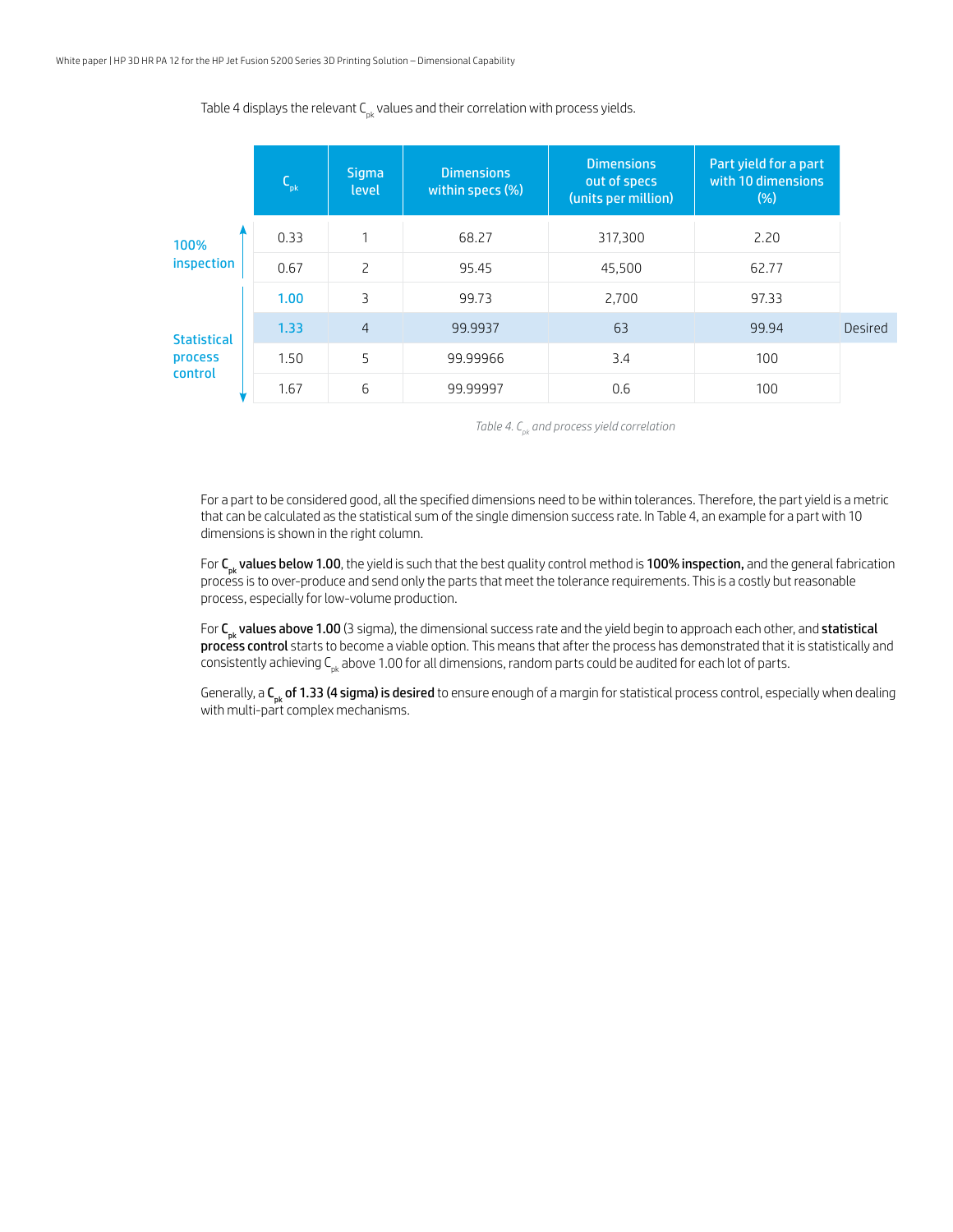Table 4 displays the relevant $C_{pk}$ values and their correlation with process yields.

| | $C_{pk}$ | Sigma level | Dimensions within specs (%) | Dimensions out of specs (units per million) | Part yield for a part with 10 dimensions (%) | |
|---|---|---|---|---|---|---|
| 100% inspection | 0.33 | 1 | 68.27 | 317,300 | 2.20 | |
| | 0.67 | 2 | 95.45 | 45,500 | 62.77 | |
| Statistical process control | 1.00 | 3 | 99.73 | 2,700 | 97.33 | |
| | 1.33 | 4 | 99.9937 | 63 | 99.94 | Desired |
| | 1.50 | 5 | 99.99966 | 3.4 | 100 | |
| | 1.67 | 6 | 99.99997 | 0.6 | 100 | |

*Table 4. $C_{pk}$ and process yield correlation*

For a part to be considered good, all the specified dimensions need to be within tolerances. Therefore, the part yield is a metric that can be calculated as the statistical sum of the single dimension success rate. In Table 4, an example for a part with 10 dimensions is shown in the right column.

For **$C_{pk}$ values below 1.00**, the yield is such that the best quality control method is **100% inspection,** and the general fabrication process is to over-produce and send only the parts that meet the tolerance requirements. This is a costly but reasonable process, especially for low-volume production.

For **$C_{pk}$ values above 1.00** (3 sigma), the dimensional success rate and the yield begin to approach each other, and **statistical process control** starts to become a viable option. This means that after the process has demonstrated that it is statistically and consistently achieving $C_{pk}$ above 1.00 for all dimensions, random parts could be audited for each lot of parts.

Generally, a **$C_{pk}$ of 1.33 (4 sigma) is desired** to ensure enough of a margin for statistical process control, especially when dealing with multi-part complex mechanisms.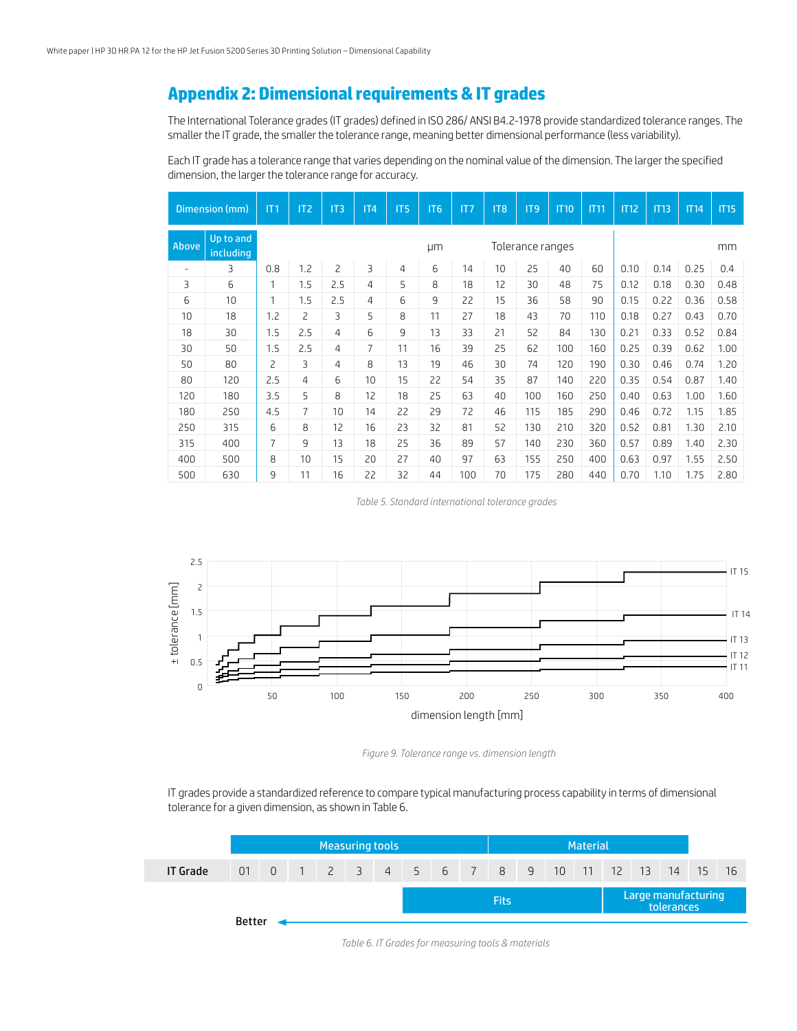## Appendix 2: Dimensional requirements & IT grades

The International Tolerance grades (IT grades) defined in ISO 286/ ANSI B4.2-1978 provide standardized tolerance ranges. The smaller the IT grade, the smaller the tolerance range, meaning better dimensional performance (less variability).

Each IT grade has a tolerance range that varies depending on the nominal value of the dimension. The larger the specified dimension, the larger the tolerance range for accuracy.

| Dimension (mm) | | IT1 | IT2 | IT3 | IT4 | IT5 | IT6 | IT7 | IT8 | IT9 | IT10 | IT11 | IT12 | IT13 | IT14 | IT15 |
|---|---|---|---|---|---|---|---|---|---|---|---|---|---|---|---|---|
| Above | Up to and including | µm | | | | | | Tolerance ranges | | | | | mm | | | |
| - | 3 | 0.8 | 1.2 | 2 | 3 | 4 | 6 | 14 | 10 | 25 | 40 | 60 | 0.10 | 0.14 | 0.25 | 0.4 |
| 3 | 6 | 1 | 1.5 | 2.5 | 4 | 5 | 8 | 18 | 12 | 30 | 48 | 75 | 0.12 | 0.18 | 0.30 | 0.48 |
| 6 | 10 | 1 | 1.5 | 2.5 | 4 | 6 | 9 | 22 | 15 | 36 | 58 | 90 | 0.15 | 0.22 | 0.36 | 0.58 |
| 10 | 18 | 1.2 | 2 | 3 | 5 | 8 | 11 | 27 | 18 | 43 | 70 | 110 | 0.18 | 0.27 | 0.43 | 0.70 |
| 18 | 30 | 1.5 | 2.5 | 4 | 6 | 9 | 13 | 33 | 21 | 52 | 84 | 130 | 0.21 | 0.33 | 0.52 | 0.84 |
| 30 | 50 | 1.5 | 2.5 | 4 | 7 | 11 | 16 | 39 | 25 | 62 | 100 | 160 | 0.25 | 0.39 | 0.62 | 1.00 |
| 50 | 80 | 2 | 3 | 4 | 8 | 13 | 19 | 46 | 30 | 74 | 120 | 190 | 0.30 | 0.46 | 0.74 | 1.20 |
| 80 | 120 | 2.5 | 4 | 6 | 10 | 15 | 22 | 54 | 35 | 87 | 140 | 220 | 0.35 | 0.54 | 0.87 | 1.40 |
| 120 | 180 | 3.5 | 5 | 8 | 12 | 18 | 25 | 63 | 40 | 100 | 160 | 250 | 0.40 | 0.63 | 1.00 | 1.60 |
| 180 | 250 | 4.5 | 7 | 10 | 14 | 22 | 29 | 72 | 46 | 115 | 185 | 290 | 0.46 | 0.72 | 1.15 | 1.85 |
| 250 | 315 | 6 | 8 | 12 | 16 | 23 | 32 | 81 | 52 | 130 | 210 | 320 | 0.52 | 0.81 | 1.30 | 2.10 |
| 315 | 400 | 7 | 9 | 13 | 18 | 25 | 36 | 89 | 57 | 140 | 230 | 360 | 0.57 | 0.89 | 1.40 | 2.30 |
| 400 | 500 | 8 | 10 | 15 | 20 | 27 | 40 | 97 | 63 | 155 | 250 | 400 | 0.63 | 0.97 | 1.55 | 2.50 |
| 500 | 630 | 9 | 11 | 16 | 22 | 32 | 44 | 100 | 70 | 175 | 280 | 440 | 0.70 | 1.10 | 1.75 | 2.80 |

*Table 5. Standard international tolerance grades*

*Figure 9. Tolerance range vs. dimension length*

IT grades provide a standardized reference to compare typical manufacturing process capability in terms of dimensional tolerance for a given dimension, as shown in Table 6.

| | Measuring tools | | | | | | | | Material | | | | | | | |
|---|---|---|---|---|---|---|---|---|---|---|---|---|---|---|---|---|
| **IT Grade** | 01 | 0 | 1 | 2 | 3 | 4 | 5 | 6 | 7 | 8 | 9 | 10 | 11 | 12 | 13 | 14 | 15 | 16 |
| | | | | | | | Fits | | | | | | | Large manufacturing tolerances | | | | |

**Better** ←

*Table 6. IT Grades for measuring tools & materials*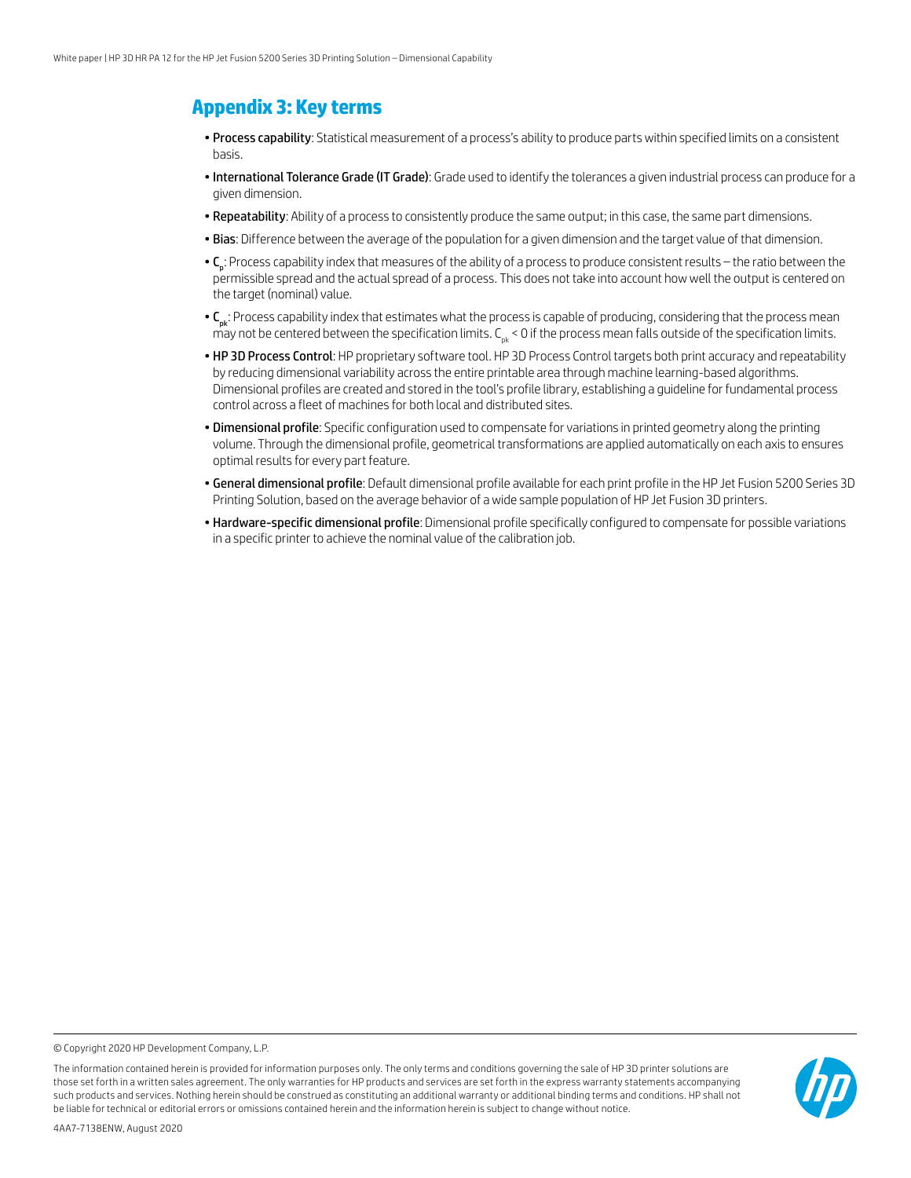## Appendix 3: Key terms

- **Process capability**: Statistical measurement of a process's ability to produce parts within specified limits on a consistent basis.
- **International Tolerance Grade (IT Grade)**: Grade used to identify the tolerances a given industrial process can produce for a given dimension.
- **Repeatability**: Ability of a process to consistently produce the same output; in this case, the same part dimensions.
- **Bias**: Difference between the average of the population for a given dimension and the target value of that dimension.
- **$C_p$**: Process capability index that measures of the ability of a process to produce consistent results – the ratio between the permissible spread and the actual spread of a process. This does not take into account how well the output is centered on the target (nominal) value.
- **$C_{pk}$**: Process capability index that estimates what the process is capable of producing, considering that the process mean may not be centered between the specification limits. $C_{pk} < 0$ if the process mean falls outside of the specification limits.
- **HP 3D Process Control**: HP proprietary software tool. HP 3D Process Control targets both print accuracy and repeatability by reducing dimensional variability across the entire printable area through machine learning-based algorithms. Dimensional profiles are created and stored in the tool's profile library, establishing a guideline for fundamental process control across a fleet of machines for both local and distributed sites.
- **Dimensional profile**: Specific configuration used to compensate for variations in printed geometry along the printing volume. Through the dimensional profile, geometrical transformations are applied automatically on each axis to ensures optimal results for every part feature.
- **General dimensional profile**: Default dimensional profile available for each print profile in the HP Jet Fusion 5200 Series 3D Printing Solution, based on the average behavior of a wide sample population of HP Jet Fusion 3D printers.
- **Hardware-specific dimensional profile**: Dimensional profile specifically configured to compensate for possible variations in a specific printer to achieve the nominal value of the calibration job.

© Copyright 2020 HP Development Company, L.P.

The information contained herein is provided for information purposes only. The only terms and conditions governing the sale of HP 3D printer solutions are those set forth in a written sales agreement. The only warranties for HP products and services are set forth in the express warranty statements accompanying such products and services. Nothing herein should be construed as constituting an additional warranty or additional binding terms and conditions. HP shall not be liable for technical or editorial errors or omissions contained herein and the information herein is subject to change without notice.

4AA7-7138ENW, August 2020